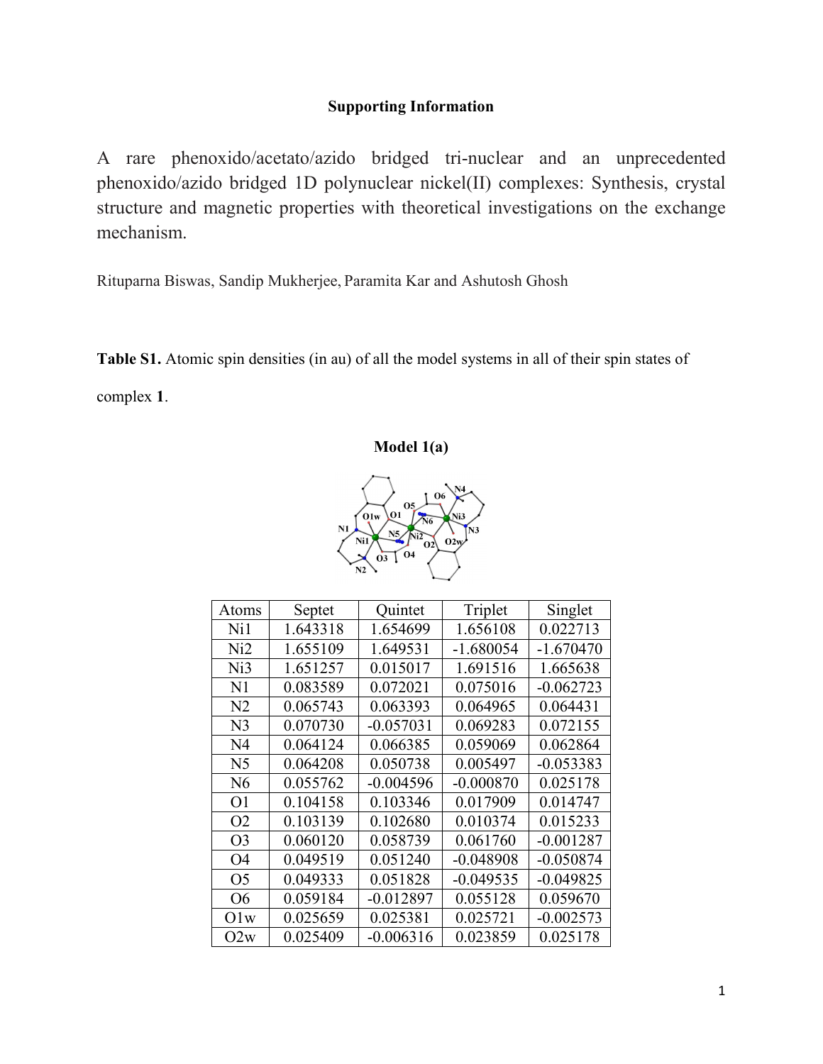**Supporting Information**

A rare phenoxido/acetato/azido bridged tri-nuclear and an unprecedented phenoxido/azido bridged 1D polynuclear nickel(II) complexes: Synthesis, crystal structure and magnetic properties with theoretical investigations on the exchange mechanism.

Rituparna Biswas, Sandip Mukherjee, Paramita Kar and Ashutosh Ghosh

**Table S1.** Atomic spin densities (in au) of all the model systems in all of their spin states of complex **1**.

**Model 1(a)**

| Atoms | Septet | Quintet | Triplet | Singlet |
|---|---|---|---|---|
| Ni1 | 1.643318 | 1.654699 | 1.656108 | 0.022713 |
| Ni2 | 1.655109 | 1.649531 | -1.680054 | -1.670470 |
| Ni3 | 1.651257 | 0.015017 | 1.691516 | 1.665638 |
| N1 | 0.083589 | 0.072021 | 0.075016 | -0.062723 |
| N2 | 0.065743 | 0.063393 | 0.064965 | 0.064431 |
| N3 | 0.070730 | -0.057031 | 0.069283 | 0.072155 |
| N4 | 0.064124 | 0.066385 | 0.059069 | 0.062864 |
| N5 | 0.064208 | 0.050738 | 0.005497 | -0.053383 |
| N6 | 0.055762 | -0.004596 | -0.000870 | 0.025178 |
| O1 | 0.104158 | 0.103346 | 0.017909 | 0.014747 |
| O2 | 0.103139 | 0.102680 | 0.010374 | 0.015233 |
| O3 | 0.060120 | 0.058739 | 0.061760 | -0.001287 |
| O4 | 0.049519 | 0.051240 | -0.048908 | -0.050874 |
| O5 | 0.049333 | 0.051828 | -0.049535 | -0.049825 |
| O6 | 0.059184 | -0.012897 | 0.055128 | 0.059670 |
| O1w | 0.025659 | 0.025381 | 0.025721 | -0.002573 |
| O2w | 0.025409 | -0.006316 | 0.023859 | 0.025178 |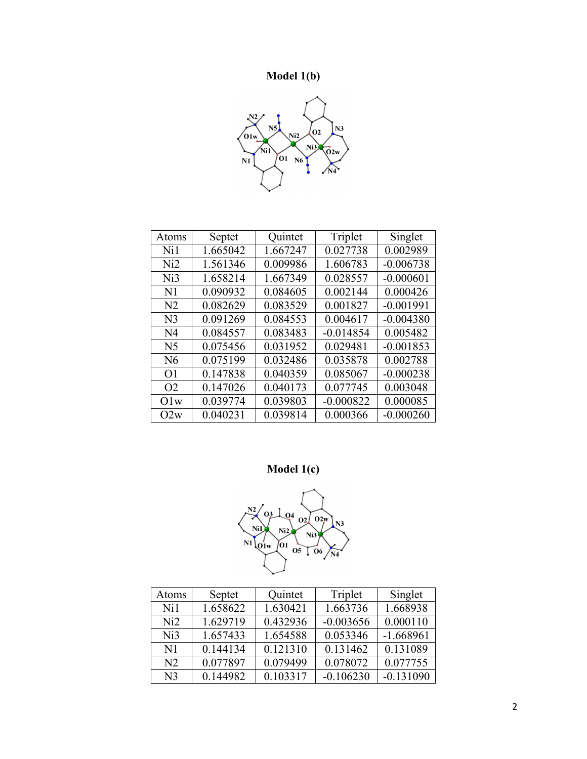**Model 1(b)**

| Atoms | Septet | Quintet | Triplet | Singlet |
|---|---|---|---|---|
| Ni1 | 1.665042 | 1.667247 | 0.027738 | 0.002989 |
| Ni2 | 1.561346 | 0.009986 | 1.606783 | -0.006738 |
| Ni3 | 1.658214 | 1.667349 | 0.028557 | -0.000601 |
| N1 | 0.090932 | 0.084605 | 0.002144 | 0.000426 |
| N2 | 0.082629 | 0.083529 | 0.001827 | -0.001991 |
| N3 | 0.091269 | 0.084553 | 0.004617 | -0.004380 |
| N4 | 0.084557 | 0.083483 | -0.014854 | 0.005482 |
| N5 | 0.075456 | 0.031952 | 0.029481 | -0.001853 |
| N6 | 0.075199 | 0.032486 | 0.035878 | 0.002788 |
| O1 | 0.147838 | 0.040359 | 0.085067 | -0.000238 |
| O2 | 0.147026 | 0.040173 | 0.077745 | 0.003048 |
| O1w | 0.039774 | 0.039803 | -0.000822 | 0.000085 |
| O2w | 0.040231 | 0.039814 | 0.000366 | -0.000260 |

**Model 1(c)**

| Atoms | Septet | Quintet | Triplet | Singlet |
|---|---|---|---|---|
| Ni1 | 1.658622 | 1.630421 | 1.663736 | 1.668938 |
| Ni2 | 1.629719 | 0.432936 | -0.003656 | 0.000110 |
| Ni3 | 1.657433 | 1.654588 | 0.053346 | -1.668961 |
| N1 | 0.144134 | 0.121310 | 0.131462 | 0.131089 |
| N2 | 0.077897 | 0.079499 | 0.078072 | 0.077755 |
| N3 | 0.144982 | 0.103317 | -0.106230 | -0.131090 |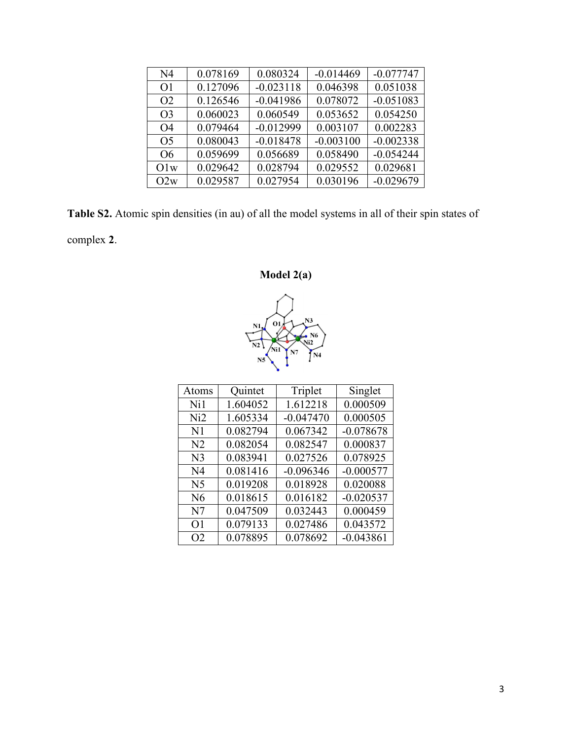| N4 | 0.078169 | 0.080324 | -0.014469 | -0.077747 |
|---|---|---|---|---|
| O1 | 0.127096 | -0.023118 | 0.046398 | 0.051038 |
| O2 | 0.126546 | -0.041986 | 0.078072 | -0.051083 |
| O3 | 0.060023 | 0.060549 | 0.053652 | 0.054250 |
| O4 | 0.079464 | -0.012999 | 0.003107 | 0.002283 |
| O5 | 0.080043 | -0.018478 | -0.003100 | -0.002338 |
| O6 | 0.059699 | 0.056689 | 0.058490 | -0.054244 |
| O1w | 0.029642 | 0.028794 | 0.029552 | 0.029681 |
| O2w | 0.029587 | 0.027954 | 0.030196 | -0.029679 |

**Table S2.** Atomic spin densities (in au) of all the model systems in all of their spin states of complex **2**.

**Model 2(a)**

| Atoms | Quintet | Triplet | Singlet |
|---|---|---|---|
| Ni1 | 1.604052 | 1.612218 | 0.000509 |
| Ni2 | 1.605334 | -0.047470 | 0.000505 |
| N1 | 0.082794 | 0.067342 | -0.078678 |
| N2 | 0.082054 | 0.082547 | 0.000837 |
| N3 | 0.083941 | 0.027526 | 0.078925 |
| N4 | 0.081416 | -0.096346 | -0.000577 |
| N5 | 0.019208 | 0.018928 | 0.020088 |
| N6 | 0.018615 | 0.016182 | -0.020537 |
| N7 | 0.047509 | 0.032443 | 0.000459 |
| O1 | 0.079133 | 0.027486 | 0.043572 |
| O2 | 0.078895 | 0.078692 | -0.043861 |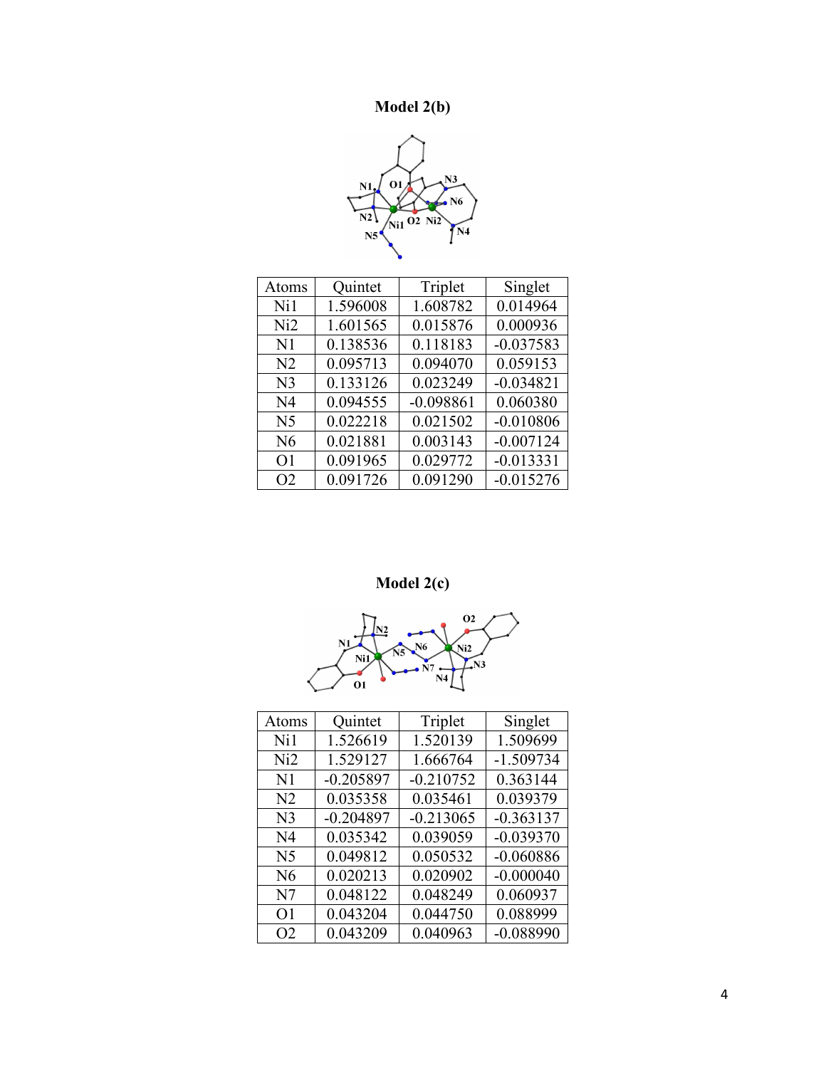**Model 2(b)**

| Atoms | Quintet | Triplet | Singlet |
| --- | --- | --- | --- |
| Ni1 | 1.596008 | 1.608782 | 0.014964 |
| Ni2 | 1.601565 | 0.015876 | 0.000936 |
| N1 | 0.138536 | 0.118183 | -0.037583 |
| N2 | 0.095713 | 0.094070 | 0.059153 |
| N3 | 0.133126 | 0.023249 | -0.034821 |
| N4 | 0.094555 | -0.098861 | 0.060380 |
| N5 | 0.022218 | 0.021502 | -0.010806 |
| N6 | 0.021881 | 0.003143 | -0.007124 |
| O1 | 0.091965 | 0.029772 | -0.013331 |
| O2 | 0.091726 | 0.091290 | -0.015276 |

**Model 2(c)**

| Atoms | Quintet | Triplet | Singlet |
| --- | --- | --- | --- |
| Ni1 | 1.526619 | 1.520139 | 1.509699 |
| Ni2 | 1.529127 | 1.666764 | -1.509734 |
| N1 | -0.205897 | -0.210752 | 0.363144 |
| N2 | 0.035358 | 0.035461 | 0.039379 |
| N3 | -0.204897 | -0.213065 | -0.363137 |
| N4 | 0.035342 | 0.039059 | -0.039370 |
| N5 | 0.049812 | 0.050532 | -0.060886 |
| N6 | 0.020213 | 0.020902 | -0.000040 |
| N7 | 0.048122 | 0.048249 | 0.060937 |
| O1 | 0.043204 | 0.044750 | 0.088999 |
| O2 | 0.043209 | 0.040963 | -0.088990 |